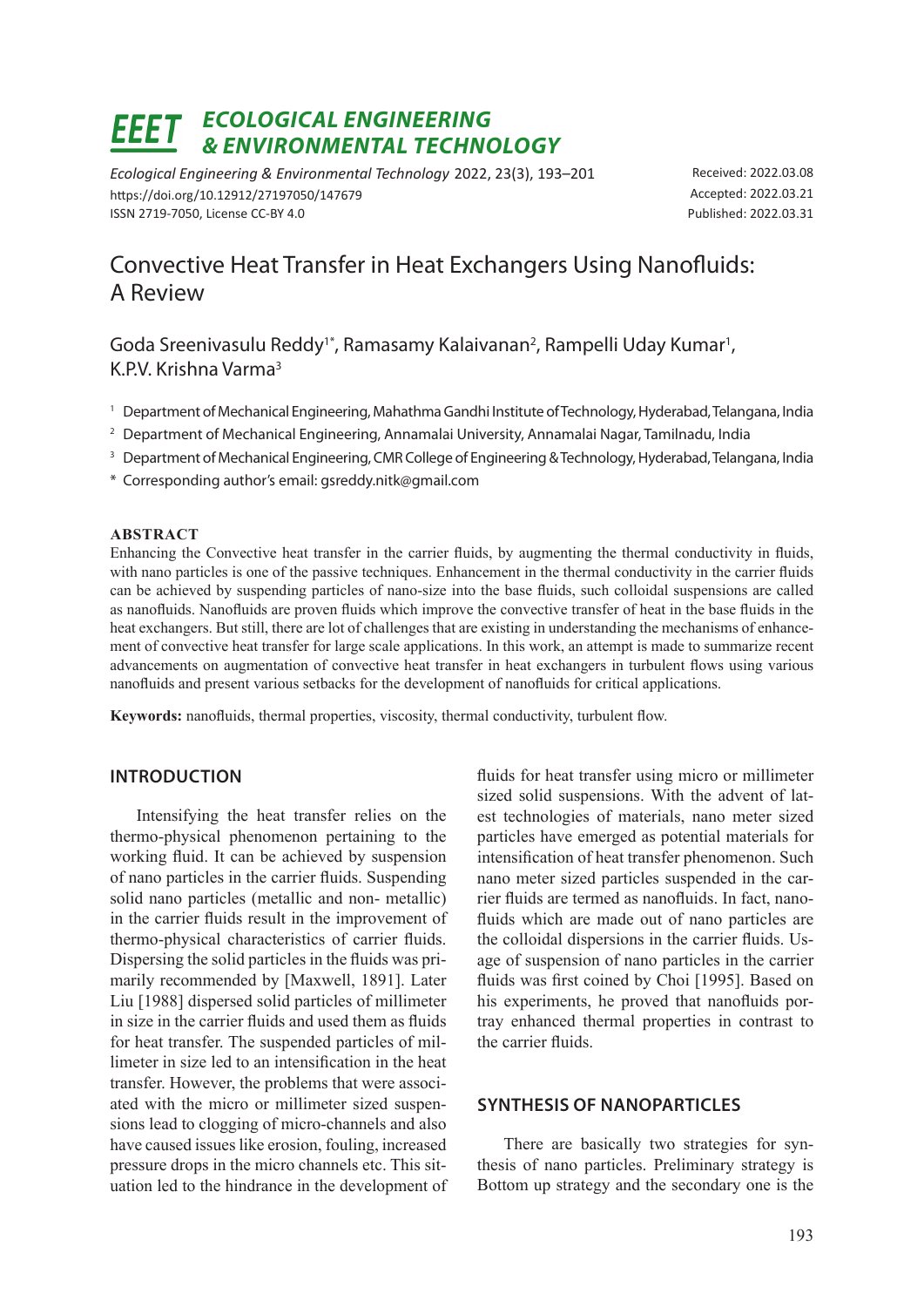# Convective Heat Transfer in Heat Exchangers Using Nanofluids: A Review

Goda Sreenivasulu Reddy[1*], Ramasamy Kalaivanan[2], Rampelli Uday Kumar[1], K.P.V. Krishna Varma[3]

[1] Department of Mechanical Engineering, Mahathma Gandhi Institute of Technology, Hyderabad, Telangana, India

[2] Department of Mechanical Engineering, Annamalai University, Annamalai Nagar, Tamilnadu, India

[3] Department of Mechanical Engineering, CMR College of Engineering & Technology, Hyderabad, Telangana, India

* Corresponding author's email: gsreddy.nitk@gmail.com

*Ecological Engineering & Environmental Technology* 2022, 23(3), 193–201
https://doi.org/10.12912/27197050/147679
ISSN 2719-7050, License CC-BY 4.0

Received: 2022.03.08
Accepted: 2022.03.21
Published: 2022.03.31

## ABSTRACT

Enhancing the Convective heat transfer in the carrier fluids, by augmenting the thermal conductivity in fluids, with nano particles is one of the passive techniques. Enhancement in the thermal conductivity in the carrier fluids can be achieved by suspending particles of nano-size into the base fluids, such colloidal suspensions are called as nanofluids. Nanofluids are proven fluids which improve the convective transfer of heat in the base fluids in the heat exchangers. But still, there are lot of challenges that are existing in understanding the mechanisms of enhancement of convective heat transfer for large scale applications. In this work, an attempt is made to summarize recent advancements on augmentation of convective heat transfer in heat exchangers in turbulent flows using various nanofluids and present various setbacks for the development of nanofluids for critical applications.

**Keywords:** nanofluids, thermal properties, viscosity, thermal conductivity, turbulent flow.

## INTRODUCTION

Intensifying the heat transfer relies on the thermo-physical phenomenon pertaining to the working fluid. It can be achieved by suspension of nano particles in the carrier fluids. Suspending solid nano particles (metallic and non- metallic) in the carrier fluids result in the improvement of thermo-physical characteristics of carrier fluids. Dispersing the solid particles in the fluids was primarily recommended by [Maxwell, 1891]. Later Liu [1988] dispersed solid particles of millimeter in size in the carrier fluids and used them as fluids for heat transfer. The suspended particles of millimeter in size led to an intensification in the heat transfer. However, the problems that were associated with the micro or millimeter sized suspensions lead to clogging of micro-channels and also have caused issues like erosion, fouling, increased pressure drops in the micro channels etc. This situation led to the hindrance in the development of fluids for heat transfer using micro or millimeter sized solid suspensions. With the advent of latest technologies of materials, nano meter sized particles have emerged as potential materials for intensification of heat transfer phenomenon. Such nano meter sized particles suspended in the carrier fluids are termed as nanofluids. In fact, nanofluids which are made out of nano particles are the colloidal dispersions in the carrier fluids. Usage of suspension of nano particles in the carrier fluids was first coined by Choi [1995]. Based on his experiments, he proved that nanofluids portray enhanced thermal properties in contrast to the carrier fluids.

## SYNTHESIS OF NANOPARTICLES

There are basically two strategies for synthesis of nano particles. Preliminary strategy is Bottom up strategy and the secondary one is the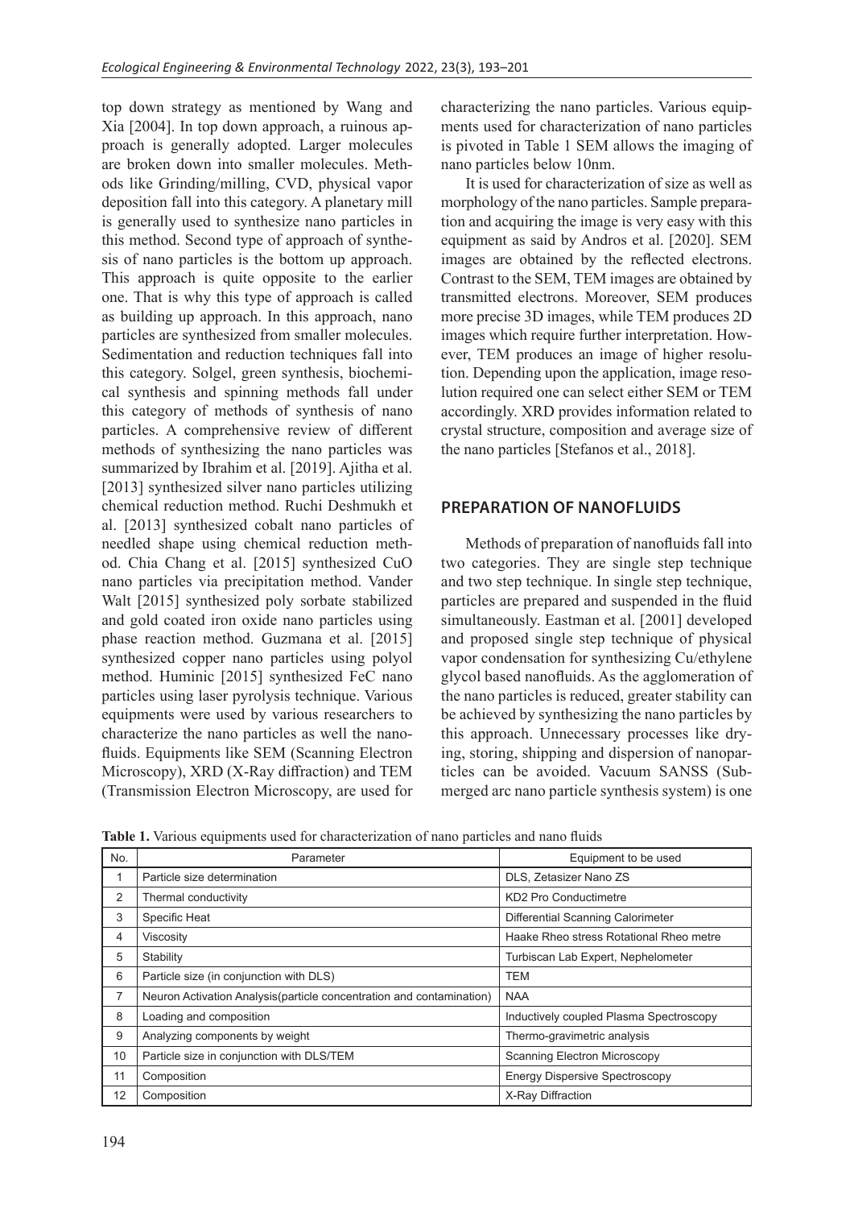top down strategy as mentioned by Wang and Xia [2004]. In top down approach, a ruinous approach is generally adopted. Larger molecules are broken down into smaller molecules. Methods like Grinding/milling, CVD, physical vapor deposition fall into this category. A planetary mill is generally used to synthesize nano particles in this method. Second type of approach of synthesis of nano particles is the bottom up approach. This approach is quite opposite to the earlier one. That is why this type of approach is called as building up approach. In this approach, nano particles are synthesized from smaller molecules. Sedimentation and reduction techniques fall into this category. Solgel, green synthesis, biochemical synthesis and spinning methods fall under this category of methods of synthesis of nano particles. A comprehensive review of different methods of synthesizing the nano particles was summarized by Ibrahim et al. [2019]. Ajitha et al. [2013] synthesized silver nano particles utilizing chemical reduction method. Ruchi Deshmukh et al. [2013] synthesized cobalt nano particles of needled shape using chemical reduction method. Chia Chang et al. [2015] synthesized CuO nano particles via precipitation method. Vander Walt [2015] synthesized poly sorbate stabilized and gold coated iron oxide nano particles using phase reaction method. Guzmana et al. [2015] synthesized copper nano particles using polyol method. Huminic [2015] synthesized FeC nano particles using laser pyrolysis technique. Various equipments were used by various researchers to characterize the nano particles as well the nanofluids. Equipments like SEM (Scanning Electron Microscopy), XRD (X-Ray diffraction) and TEM (Transmission Electron Microscopy, are used for characterizing the nano particles. Various equipments used for characterization of nano particles is pivoted in Table 1 SEM allows the imaging of nano particles below 10nm.

It is used for characterization of size as well as morphology of the nano particles. Sample preparation and acquiring the image is very easy with this equipment as said by Andros et al. [2020]. SEM images are obtained by the reflected electrons. Contrast to the SEM, TEM images are obtained by transmitted electrons. Moreover, SEM produces more precise 3D images, while TEM produces 2D images which require further interpretation. However, TEM produces an image of higher resolution. Depending upon the application, image resolution required one can select either SEM or TEM accordingly. XRD provides information related to crystal structure, composition and average size of the nano particles [Stefanos et al., 2018].

## PREPARATION OF NANOFLUIDS

Methods of preparation of nanofluids fall into two categories. They are single step technique and two step technique. In single step technique, particles are prepared and suspended in the fluid simultaneously. Eastman et al. [2001] developed and proposed single step technique of physical vapor condensation for synthesizing Cu/ethylene glycol based nanofluids. As the agglomeration of the nano particles is reduced, greater stability can be achieved by synthesizing the nano particles by this approach. Unnecessary processes like drying, storing, shipping and dispersion of nanoparticles can be avoided. Vacuum SANSS (Submerged arc nano particle synthesis system) is one

**Table 1.** Various equipments used for characterization of nano particles and nano fluids

| No. | Parameter | Equipment to be used |
|---|---|---|
| 1 | Particle size determination | DLS, Zetasizer Nano ZS |
| 2 | Thermal conductivity | KD2 Pro Conductimetre |
| 3 | Specific Heat | Differential Scanning Calorimeter |
| 4 | Viscosity | Haake Rheo stress Rotational Rheo metre |
| 5 | Stability | Turbiscan Lab Expert, Nephelometer |
| 6 | Particle size (in conjunction with DLS) | TEM |
| 7 | Neuron Activation Analysis(particle concentration and contamination) | NAA |
| 8 | Loading and composition | Inductively coupled Plasma Spectroscopy |
| 9 | Analyzing components by weight | Thermo-gravimetric analysis |
| 10 | Particle size in conjunction with DLS/TEM | Scanning Electron Microscopy |
| 11 | Composition | Energy Dispersive Spectroscopy |
| 12 | Composition | X-Ray Diffraction |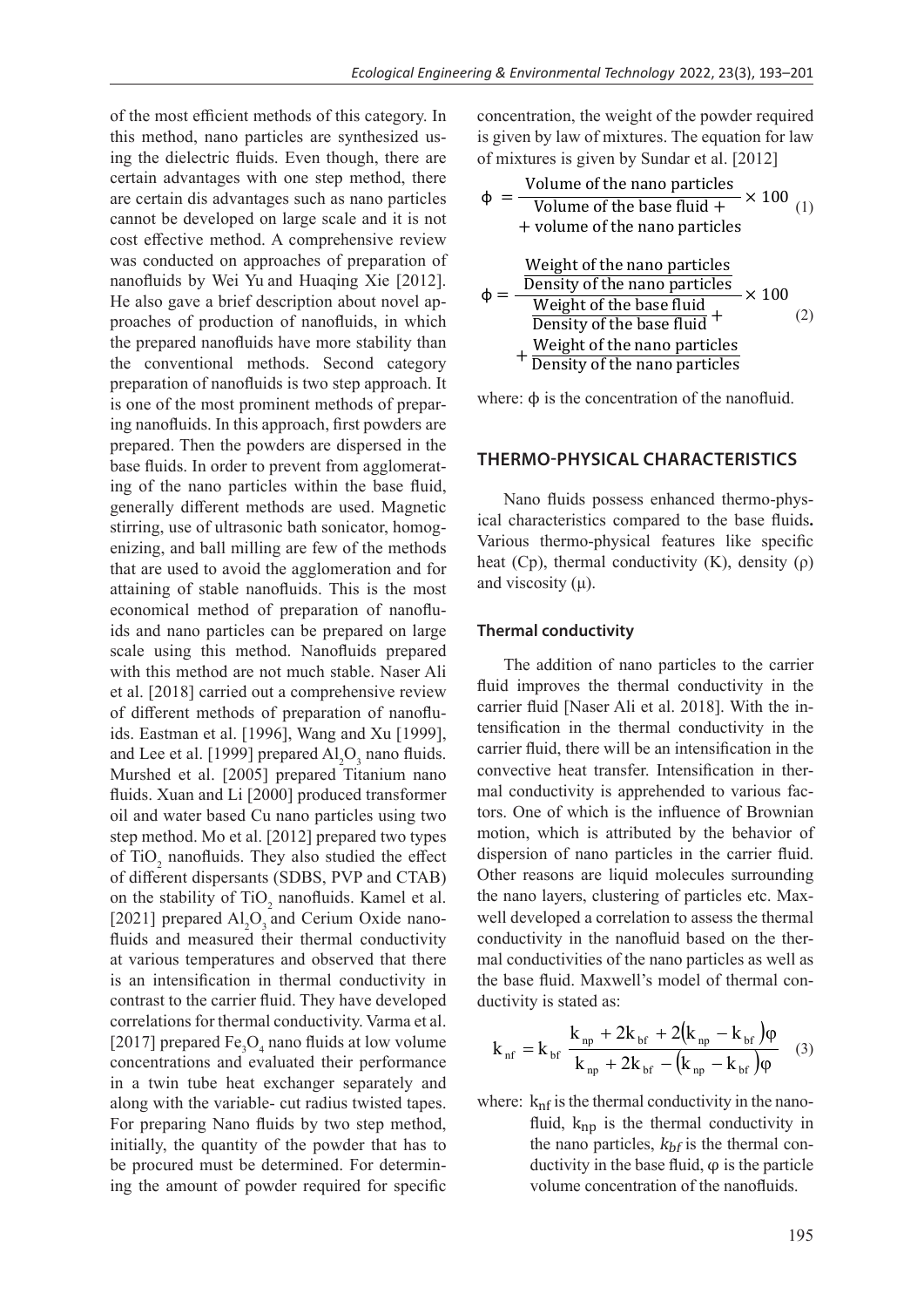of the most efficient methods of this category. In this method, nano particles are synthesized using the dielectric fluids. Even though, there are certain advantages with one step method, there are certain dis advantages such as nano particles cannot be developed on large scale and it is not cost effective method. A comprehensive review was conducted on approaches of preparation of nanofluids by Wei Yu and Huaqing Xie [2012]. He also gave a brief description about novel approaches of production of nanofluids, in which the prepared nanofluids have more stability than the conventional methods. Second category preparation of nanofluids is two step approach. It is one of the most prominent methods of preparing nanofluids. In this approach, first powders are prepared. Then the powders are dispersed in the base fluids. In order to prevent from agglomerating of the nano particles within the base fluid, generally different methods are used. Magnetic stirring, use of ultrasonic bath sonicator, homogenizing, and ball milling are few of the methods that are used to avoid the agglomeration and for attaining of stable nanofluids. This is the most economical method of preparation of nanofluids and nano particles can be prepared on large scale using this method. Nanofluids prepared with this method are not much stable. Naser Ali et al. [2018] carried out a comprehensive review of different methods of preparation of nanofluids. Eastman et al. [1996], Wang and Xu [1999], and Lee et al. [1999] prepared $Al_2O_3$ nano fluids. Murshed et al. [2005] prepared Titanium nano fluids. Xuan and Li [2000] produced transformer oil and water based Cu nano particles using two step method. Mo et al. [2012] prepared two types of $TiO_2$ nanofluids. They also studied the effect of different dispersants (SDBS, PVP and CTAB) on the stability of $TiO_2$ nanofluids. Kamel et al. [2021] prepared $Al_2O_3$ and Cerium Oxide nanofluids and measured their thermal conductivity at various temperatures and observed that there is an intensification in thermal conductivity in contrast to the carrier fluid. They have developed correlations for thermal conductivity. Varma et al. [2017] prepared $Fe_3O_4$ nano fluids at low volume concentrations and evaluated their performance in a twin tube heat exchanger separately and along with the variable- cut radius twisted tapes. For preparing Nano fluids by two step method, initially, the quantity of the powder that has to be procured must be determined. For determining the amount of powder required for specific concentration, the weight of the powder required is given by law of mixtures. The equation for law of mixtures is given by Sundar et al. [2012]

$$\phi = \frac{\text{Volume of the nano particles}}{\text{Volume of the base fluid} + \text{volume of the nano particles}} \times 100 \quad (1)$$

$$\phi = \frac{\dfrac{\text{Weight of the nano particles}}{\text{Density of the nano particles}}}{\dfrac{\text{Weight of the base fluid}}{\text{Density of the base fluid}} + \dfrac{\text{Weight of the nano particles}}{\text{Density of the nano particles}}} \times 100 \quad (2)$$

where: $\phi$ is the concentration of the nanofluid.

## THERMO-PHYSICAL CHARACTERISTICS

Nano fluids possess enhanced thermo-physical characteristics compared to the base fluids**.** Various thermo-physical features like specific heat (Cp), thermal conductivity (K), density ($\rho$) and viscosity ($\mu$).

### Thermal conductivity

The addition of nano particles to the carrier fluid improves the thermal conductivity in the carrier fluid [Naser Ali et al. 2018]. With the intensification in the thermal conductivity in the carrier fluid, there will be an intensification in the convective heat transfer. Intensification in thermal conductivity is apprehended to various factors. One of which is the influence of Brownian motion, which is attributed by the behavior of dispersion of nano particles in the carrier fluid. Other reasons are liquid molecules surrounding the nano layers, clustering of particles etc. Maxwell developed a correlation to assess the thermal conductivity in the nanofluid based on the thermal conductivities of the nano particles as well as the base fluid. Maxwell's model of thermal conductivity is stated as:

$$k_{nf} = k_{bf}\,\frac{k_{np} + 2k_{bf} + 2(k_{np} - k_{bf})\varphi}{k_{np} + 2k_{bf} - (k_{np} - k_{bf})\varphi} \quad (3)$$

where: $k_{nf}$ is the thermal conductivity in the nanofluid, $k_{np}$ is the thermal conductivity in the nano particles, $k_{bf}$ is the thermal conductivity in the base fluid, $\varphi$ is the particle volume concentration of the nanofluids.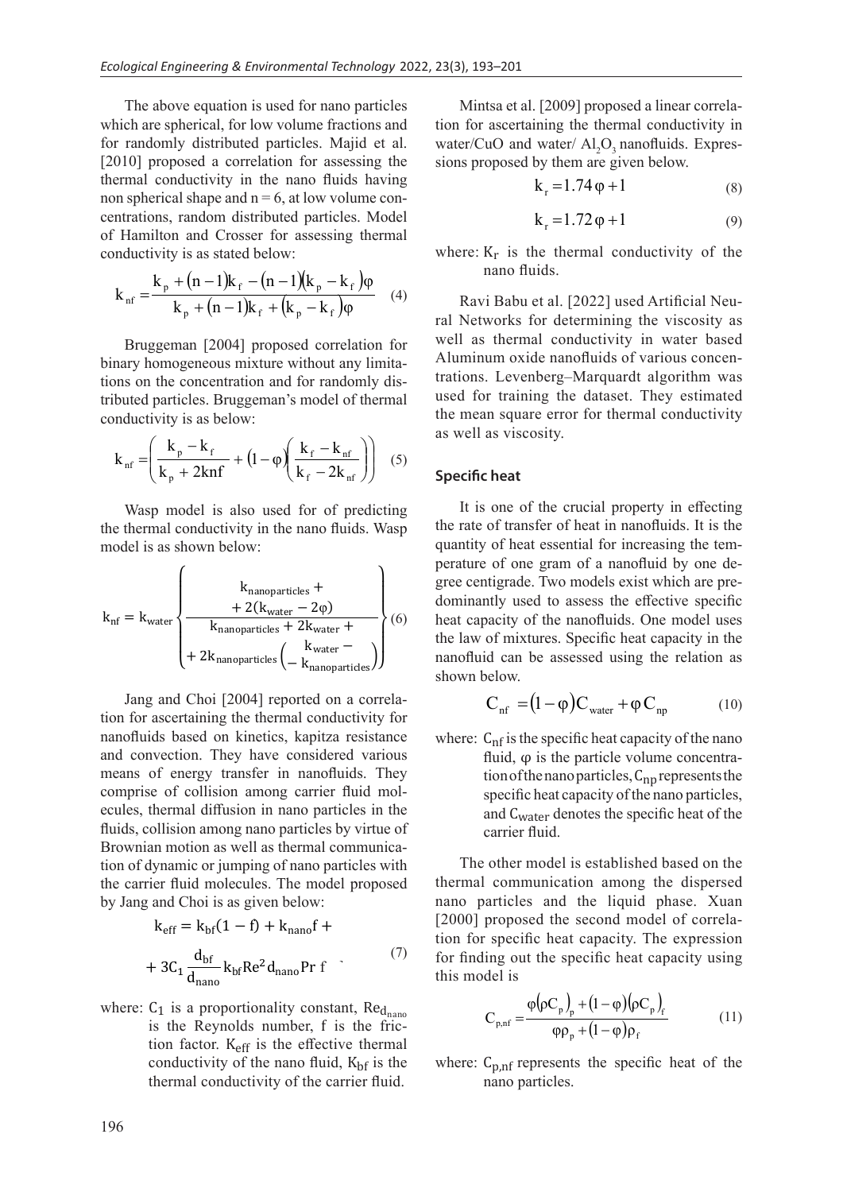The above equation is used for nano particles which are spherical, for low volume fractions and for randomly distributed particles. Majid et al. [2010] proposed a correlation for assessing the thermal conductivity in the nano fluids having non spherical shape and n = 6, at low volume concentrations, random distributed particles. Model of Hamilton and Crosser for assessing thermal conductivity is as stated below:

$$k_{nf} = \frac{k_p + (n-1)k_f - (n-1)(k_p - k_f)\varphi}{k_p + (n-1)k_f + (k_p - k_f)\varphi} \quad (4)$$

Bruggeman [2004] proposed correlation for binary homogeneous mixture without any limitations on the concentration and for randomly distributed particles. Bruggeman's model of thermal conductivity is as below:

$$k_{nf} = \left( \frac{k_p - k_f}{k_p + 2knf} + (1-\varphi)\left( \frac{k_f - k_{nf}}{k_f - 2k_{nf}} \right) \right) \quad (5)$$

Wasp model is also used for of predicting the thermal conductivity in the nano fluids. Wasp model is as shown below:

$$k_{nf} = k_{water} \left\{ \frac{k_{nanoparticles} + \\ + 2(k_{water} - 2\varphi)}{k_{nanoparticles} + 2k_{water} + \\ + 2k_{nanoparticles}\left( \begin{matrix} k_{water} - \\ - k_{nanoparticles} \end{matrix} \right)} \right\} \quad (6)$$

Jang and Choi [2004] reported on a correlation for ascertaining the thermal conductivity for nanofluids based on kinetics, kapitza resistance and convection. They have considered various means of energy transfer in nanofluids. They comprise of collision among carrier fluid molecules, thermal diffusion in nano particles in the fluids, collision among nano particles by virtue of Brownian motion as well as thermal communication of dynamic or jumping of nano particles with the carrier fluid molecules. The model proposed by Jang and Choi is as given below:

$$k_{eff} = k_{bf}(1-f) + k_{nano}f + \\ + 3C_1 \frac{d_{bf}}{d_{nano}} k_{bf} Re^2 d_{nano} Pr\, f \quad (7)$$

where: $C_1$ is a proportionality constant, $Re_{d_{nano}}$ is the Reynolds number, f is the friction factor. $K_{eff}$ is the effective thermal conductivity of the nano fluid, $K_{bf}$ is the thermal conductivity of the carrier fluid.

Mintsa et al. [2009] proposed a linear correlation for ascertaining the thermal conductivity in water/CuO and water/ $Al_2O_3$ nanofluids. Expressions proposed by them are given below.

$$k_r = 1.74\varphi + 1 \quad (8)$$

$$k_r = 1.72\varphi + 1 \quad (9)$$

where: $K_r$ is the thermal conductivity of the nano fluids.

Ravi Babu et al. [2022] used Artificial Neural Networks for determining the viscosity as well as thermal conductivity in water based Aluminum oxide nanofluids of various concentrations. Levenberg–Marquardt algorithm was used for training the dataset. They estimated the mean square error for thermal conductivity as well as viscosity.

### Specific heat

It is one of the crucial property in effecting the rate of transfer of heat in nanofluids. It is the quantity of heat essential for increasing the temperature of one gram of a nanofluid by one degree centigrade. Two models exist which are predominantly used to assess the effective specific heat capacity of the nanofluids. One model uses the law of mixtures. Specific heat capacity in the nanofluid can be assessed using the relation as shown below.

$$C_{nf} = (1-\varphi)C_{water} + \varphi C_{np} \quad (10)$$

where: $C_{nf}$ is the specific heat capacity of the nano fluid, φ is the particle volume concentration of the nano particles, $C_{np}$ represents the specific heat capacity of the nano particles, and $C_{water}$ denotes the specific heat of the carrier fluid.

The other model is established based on the thermal communication among the dispersed nano particles and the liquid phase. Xuan [2000] proposed the second model of correlation for specific heat capacity. The expression for finding out the specific heat capacity using this model is

$$C_{p,nf} = \frac{\varphi(\rho C_p)_p + (1-\varphi)(\rho C_p)_f}{\varphi\rho_p + (1-\varphi)\rho_f} \quad (11)$$

where: $C_{p,nf}$ represents the specific heat of the nano particles.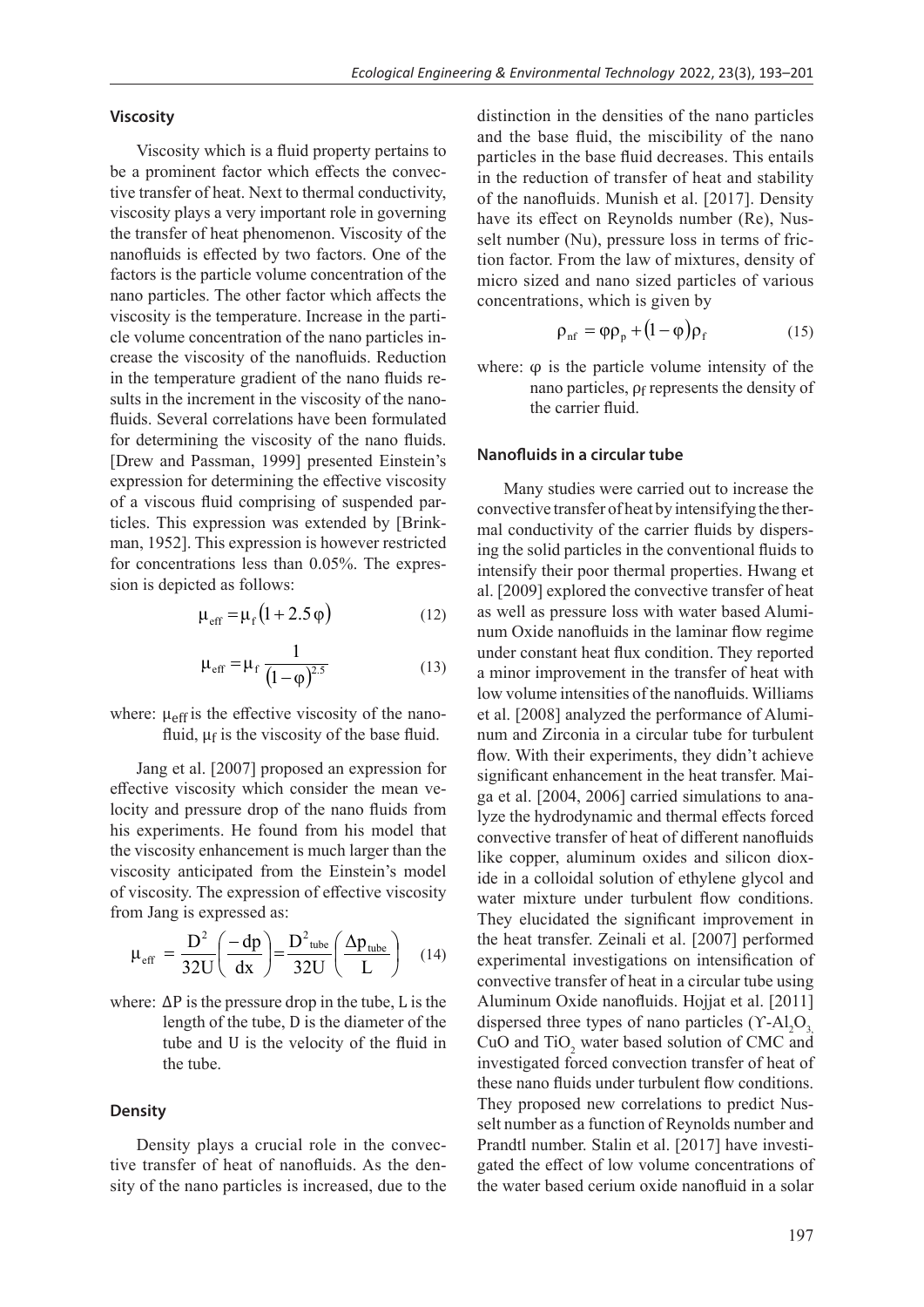### Viscosity

Viscosity which is a fluid property pertains to be a prominent factor which effects the convective transfer of heat. Next to thermal conductivity, viscosity plays a very important role in governing the transfer of heat phenomenon. Viscosity of the nanofluids is effected by two factors. One of the factors is the particle volume concentration of the nano particles. The other factor which affects the viscosity is the temperature. Increase in the particle volume concentration of the nano particles increase the viscosity of the nanofluids. Reduction in the temperature gradient of the nano fluids results in the increment in the viscosity of the nanofluids. Several correlations have been formulated for determining the viscosity of the nano fluids. [Drew and Passman, 1999] presented Einstein's expression for determining the effective viscosity of a viscous fluid comprising of suspended particles. This expression was extended by [Brinkman, 1952]. This expression is however restricted for concentrations less than 0.05%. The expression is depicted as follows:

$$\mu_{eff} = \mu_f (1 + 2.5\varphi) \tag{12}$$

$$\mu_{eff} = \mu_f \frac{1}{(1-\varphi)^{2.5}} \tag{13}$$

where: $\mu_{eff}$ is the effective viscosity of the nanofluid, $\mu_f$ is the viscosity of the base fluid.

Jang et al. [2007] proposed an expression for effective viscosity which consider the mean velocity and pressure drop of the nano fluids from his experiments. He found from his model that the viscosity enhancement is much larger than the viscosity anticipated from the Einstein's model of viscosity. The expression of effective viscosity from Jang is expressed as:

$$\mu_{eff} = \frac{D^2}{32U}\left(\frac{-dp}{dx}\right) = \frac{D^2_{tube}}{32U}\left(\frac{\Delta p_{tube}}{L}\right) \tag{14}$$

where: ΔP is the pressure drop in the tube, L is the length of the tube, D is the diameter of the tube and U is the velocity of the fluid in the tube.

### Density

Density plays a crucial role in the convective transfer of heat of nanofluids. As the density of the nano particles is increased, due to the distinction in the densities of the nano particles and the base fluid, the miscibility of the nano particles in the base fluid decreases. This entails in the reduction of transfer of heat and stability of the nanofluids. Munish et al. [2017]. Density have its effect on Reynolds number (Re), Nusselt number (Nu), pressure loss in terms of friction factor. From the law of mixtures, density of micro sized and nano sized particles of various concentrations, which is given by

$$\rho_{nf} = \varphi\rho_p + (1-\varphi)\rho_f \tag{15}$$

where: φ is the particle volume intensity of the nano particles, $\rho_f$ represents the density of the carrier fluid.

### Nanofluids in a circular tube

Many studies were carried out to increase the convective transfer of heat by intensifying the thermal conductivity of the carrier fluids by dispersing the solid particles in the conventional fluids to intensify their poor thermal properties. Hwang et al. [2009] explored the convective transfer of heat as well as pressure loss with water based Aluminum Oxide nanofluids in the laminar flow regime under constant heat flux condition. They reported a minor improvement in the transfer of heat with low volume intensities of the nanofluids. Williams et al. [2008] analyzed the performance of Aluminum and Zirconia in a circular tube for turbulent flow. With their experiments, they didn't achieve significant enhancement in the heat transfer. Maiga et al. [2004, 2006] carried simulations to analyze the hydrodynamic and thermal effects forced convective transfer of heat of different nanofluids like copper, aluminum oxides and silicon dioxide in a colloidal solution of ethylene glycol and water mixture under turbulent flow conditions. They elucidated the significant improvement in the heat transfer. Zeinali et al. [2007] performed experimental investigations on intensification of convective transfer of heat in a circular tube using Aluminum Oxide nanofluids. Hojjat et al. [2011] dispersed three types of nano particles ($\Upsilon$-$Al_2O_3$, $CuO$ and $TiO_2$ water based solution of CMC and investigated forced convection transfer of heat of these nano fluids under turbulent flow conditions. They proposed new correlations to predict Nusselt number as a function of Reynolds number and Prandtl number. Stalin et al. [2017] have investigated the effect of low volume concentrations of the water based cerium oxide nanofluid in a solar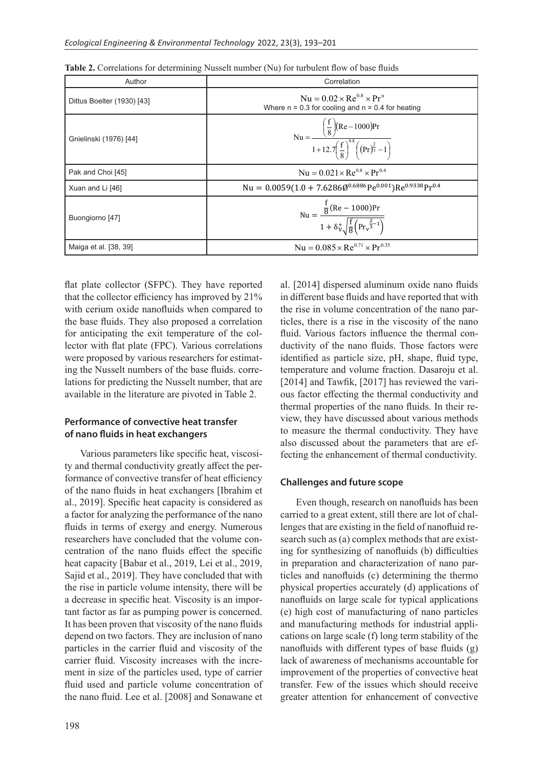**Table 2.** Correlations for determining Nusselt number (Nu) for turbulent flow of base fluids

| Author | Correlation |
|---|---|
| Dittus Boelter (1930) [43] | $\mathrm{Nu} = 0.02 \times \mathrm{Re}^{0.8} \times \mathrm{Pr}^{n}$ Where n = 0.3 for cooling and n = 0.4 for heating |
| Gnielinski (1976) [44] | $\mathrm{Nu} = \dfrac{\left(\frac{f}{8}\right)(\mathrm{Re}-1000)\mathrm{Pr}}{1+12.7\left(\frac{f}{8}\right)^{0.8}\left((\mathrm{Pr})^{\frac{2}{3}}-1\right)}$ |
| Pak and Choi [45] | $\mathrm{Nu} = 0.021 \times \mathrm{Re}^{0.8} \times \mathrm{Pr}^{0.4}$ |
| Xuan and Li [46] | $\mathrm{Nu} = 0.0059(1.0 + 7.6286\emptyset^{0.6886}\mathrm{Pe}^{0.001})\mathrm{Re}^{0.9338}\mathrm{Pr}^{0.4}$ |
| Buongiorno [47] | $\mathrm{Nu} = \dfrac{\frac{f}{8}(\mathrm{Re}-1000)\mathrm{Pr}}{1+\delta_{v}^{+}\sqrt{\frac{f}{8}}\left(\mathrm{Pr}_{v}^{\frac{2}{3}-1}\right)}$ |
| Maiga et al. [38, 39] | $\mathrm{Nu} = 0.085 \times \mathrm{Re}^{0.71} \times \mathrm{Pr}^{0.35}$ |

flat plate collector (SFPC). They have reported that the collector efficiency has improved by 21% with cerium oxide nanofluids when compared to the base fluids. They also proposed a correlation for anticipating the exit temperature of the collector with flat plate (FPC). Various correlations were proposed by various researchers for estimating the Nusselt numbers of the base fluids. correlations for predicting the Nusselt number, that are available in the literature are pivoted in Table 2.

## Performance of convective heat transfer of nano fluids in heat exchangers

Various parameters like specific heat, viscosity and thermal conductivity greatly affect the performance of convective transfer of heat efficiency of the nano fluids in heat exchangers [Ibrahim et al., 2019]. Specific heat capacity is considered as a factor for analyzing the performance of the nano fluids in terms of exergy and energy. Numerous researchers have concluded that the volume concentration of the nano fluids effect the specific heat capacity [Babar et al., 2019, Lei et al., 2019, Sajid et al., 2019]. They have concluded that with the rise in particle volume intensity, there will be a decrease in specific heat. Viscosity is an important factor as far as pumping power is concerned. It has been proven that viscosity of the nano fluids depend on two factors. They are inclusion of nano particles in the carrier fluid and viscosity of the carrier fluid. Viscosity increases with the increment in size of the particles used, type of carrier fluid used and particle volume concentration of the nano fluid. Lee et al. [2008] and Sonawane et al. [2014] dispersed aluminum oxide nano fluids in different base fluids and have reported that with the rise in volume concentration of the nano particles, there is a rise in the viscosity of the nano fluid. Various factors influence the thermal conductivity of the nano fluids. Those factors were identified as particle size, pH, shape, fluid type, temperature and volume fraction. Dasaroju et al. [2014] and Tawfik, [2017] has reviewed the various factor effecting the thermal conductivity and thermal properties of the nano fluids. In their review, they have discussed about various methods to measure the thermal conductivity. They have also discussed about the parameters that are effecting the enhancement of thermal conductivity.

## Challenges and future scope

Even though, research on nanofluids has been carried to a great extent, still there are lot of challenges that are existing in the field of nanofluid research such as (a) complex methods that are existing for synthesizing of nanofluids (b) difficulties in preparation and characterization of nano particles and nanofluids (c) determining the thermo physical properties accurately (d) applications of nanofluids on large scale for typical applications (e) high cost of manufacturing of nano particles and manufacturing methods for industrial applications on large scale (f) long term stability of the nanofluids with different types of base fluids (g) lack of awareness of mechanisms accountable for improvement of the properties of convective heat transfer. Few of the issues which should receive greater attention for enhancement of convective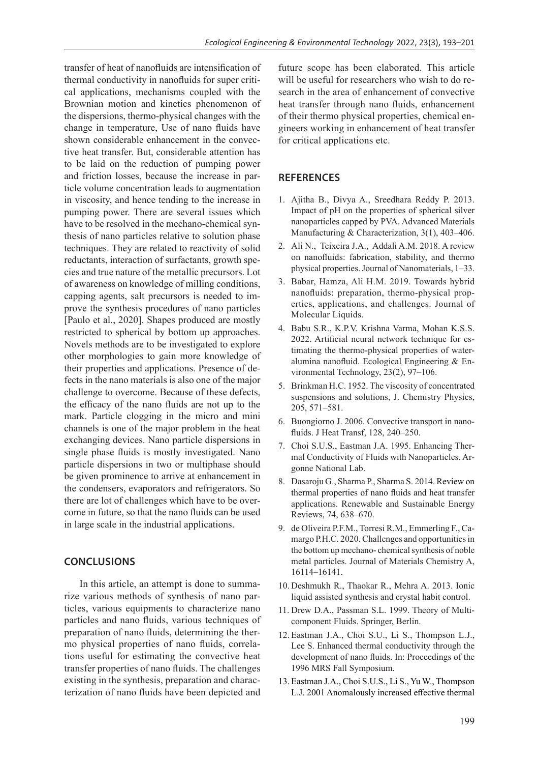transfer of heat of nanofluids are intensification of thermal conductivity in nanofluids for super critical applications, mechanisms coupled with the Brownian motion and kinetics phenomenon of the dispersions, thermo-physical changes with the change in temperature, Use of nano fluids have shown considerable enhancement in the convective heat transfer. But, considerable attention has to be laid on the reduction of pumping power and friction losses, because the increase in particle volume concentration leads to augmentation in viscosity, and hence tending to the increase in pumping power. There are several issues which have to be resolved in the mechano-chemical synthesis of nano particles relative to solution phase techniques. They are related to reactivity of solid reductants, interaction of surfactants, growth species and true nature of the metallic precursors. Lot of awareness on knowledge of milling conditions, capping agents, salt precursors is needed to improve the synthesis procedures of nano particles [Paulo et al., 2020]. Shapes produced are mostly restricted to spherical by bottom up approaches. Novels methods are to be investigated to explore other morphologies to gain more knowledge of their properties and applications. Presence of defects in the nano materials is also one of the major challenge to overcome. Because of these defects, the efficacy of the nano fluids are not up to the mark. Particle clogging in the micro and mini channels is one of the major problem in the heat exchanging devices. Nano particle dispersions in single phase fluids is mostly investigated. Nano particle dispersions in two or multiphase should be given prominence to arrive at enhancement in the condensers, evaporators and refrigerators. So there are lot of challenges which have to be overcome in future, so that the nano fluids can be used in large scale in the industrial applications.

## CONCLUSIONS

In this article, an attempt is done to summarize various methods of synthesis of nano particles, various equipments to characterize nano particles and nano fluids, various techniques of preparation of nano fluids, determining the thermo physical properties of nano fluids, correlations useful for estimating the convective heat transfer properties of nano fluids. The challenges existing in the synthesis, preparation and characterization of nano fluids have been depicted and future scope has been elaborated. This article will be useful for researchers who wish to do research in the area of enhancement of convective heat transfer through nano fluids, enhancement of their thermo physical properties, chemical engineers working in enhancement of heat transfer for critical applications etc.

## REFERENCES

1. Ajitha B., Divya A., Sreedhara Reddy P. 2013. Impact of pH on the properties of spherical silver nanoparticles capped by PVA. Advanced Materials Manufacturing & Characterization, 3(1), 403–406.
2. Ali N., Teixeira J.A., Addali A.M. 2018. A review on nanofluids: fabrication, stability, and thermo physical properties. Journal of Nanomaterials, 1–33.
3. Babar, Hamza, Ali H.M. 2019. Towards hybrid nanofluids: preparation, thermo-physical properties, applications, and challenges. Journal of Molecular Liquids.
4. Babu S.R., K.P.V. Krishna Varma, Mohan K.S.S. 2022. Artificial neural network technique for estimating the thermo-physical properties of water-alumina nanofluid. Ecological Engineering & Environmental Technology, 23(2), 97–106.
5. Brinkman H.C. 1952. The viscosity of concentrated suspensions and solutions, J. Chemistry Physics, 205, 571–581.
6. Buongiorno J. 2006. Convective transport in nanofluids. J Heat Transf, 128, 240–250.
7. Choi S.U.S., Eastman J.A. 1995. Enhancing Thermal Conductivity of Fluids with Nanoparticles. Argonne National Lab.
8. Dasaroju G., Sharma P., Sharma S. 2014. Review on thermal properties of nano fluids and heat transfer applications. Renewable and Sustainable Energy Reviews, 74, 638–670.
9. de Oliveira P.F.M., Torresi R.M., Emmerling F., Camargo P.H.C. 2020. Challenges and opportunities in the bottom up mechano- chemical synthesis of noble metal particles. Journal of Materials Chemistry A, 16114–16141.
10. Deshmukh R., Thaokar R., Mehra A. 2013. Ionic liquid assisted synthesis and crystal habit control.
11. Drew D.A., Passman S.L. 1999. Theory of Multicomponent Fluids. Springer, Berlin.
12. Eastman J.A., Choi S.U., Li S., Thompson L.J., Lee S. Enhanced thermal conductivity through the development of nano fluids. In: Proceedings of the 1996 MRS Fall Symposium.
13. Eastman J.A., Choi S.U.S., Li S., Yu W., Thompson L.J. 2001 Anomalously increased effective thermal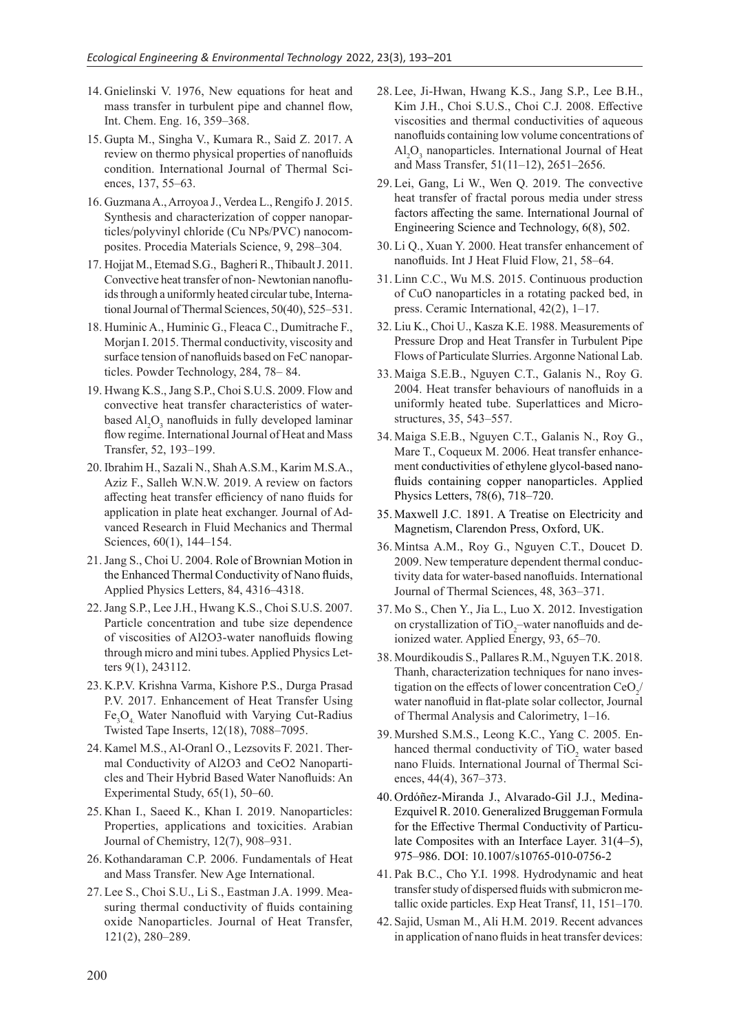14. Gnielinski V. 1976, New equations for heat and mass transfer in turbulent pipe and channel flow, Int. Chem. Eng. 16, 359–368.
15. Gupta M., Singha V., Kumara R., Said Z. 2017. A review on thermo physical properties of nanofluids condition. International Journal of Thermal Sciences, 137, 55–63.
16. Guzmana A., Arroyoa J., Verdea L., Rengifo J. 2015. Synthesis and characterization of copper nanoparticles/polyvinyl chloride (Cu NPs/PVC) nanocomposites. Procedia Materials Science, 9, 298–304.
17. Hojjat M., Etemad S.G., Bagheri R., Thibault J. 2011. Convective heat transfer of non- Newtonian nanofluids through a uniformly heated circular tube, International Journal of Thermal Sciences, 50(40), 525–531.
18. Huminic A., Huminic G., Fleaca C., Dumitrache F., Morjan I. 2015. Thermal conductivity, viscosity and surface tension of nanofluids based on FeC nanoparticles. Powder Technology, 284, 78– 84.
19. Hwang K.S., Jang S.P., Choi S.U.S. 2009. Flow and convective heat transfer characteristics of water-based $Al_2O_3$ nanofluids in fully developed laminar flow regime. International Journal of Heat and Mass Transfer, 52, 193–199.
20. Ibrahim H., Sazali N., Shah A.S.M., Karim M.S.A., Aziz F., Salleh W.N.W. 2019. A review on factors affecting heat transfer efficiency of nano fluids for application in plate heat exchanger. Journal of Advanced Research in Fluid Mechanics and Thermal Sciences, 60(1), 144–154.
21. Jang S., Choi U. 2004. Role of Brownian Motion in the Enhanced Thermal Conductivity of Nano fluids, Applied Physics Letters, 84, 4316–4318.
22. Jang S.P., Lee J.H., Hwang K.S., Choi S.U.S. 2007. Particle concentration and tube size dependence of viscosities of Al2O3-water nanofluids flowing through micro and mini tubes. Applied Physics Letters 9(1), 243112.
23. K.P.V. Krishna Varma, Kishore P.S., Durga Prasad P.V. 2017. Enhancement of Heat Transfer Using $Fe_3O_4$ Water Nanofluid with Varying Cut-Radius Twisted Tape Inserts, 12(18), 7088–7095.
24. Kamel M.S., Al-Oranl O., Lezsovits F. 2021. Thermal Conductivity of Al2O3 and CeO2 Nanoparticles and Their Hybrid Based Water Nanofluids: An Experimental Study, 65(1), 50–60.
25. Khan I., Saeed K., Khan I. 2019. Nanoparticles: Properties, applications and toxicities. Arabian Journal of Chemistry, 12(7), 908–931.
26. Kothandaraman C.P. 2006. Fundamentals of Heat and Mass Transfer. New Age International.
27. Lee S., Choi S.U., Li S., Eastman J.A. 1999. Measuring thermal conductivity of fluids containing oxide Nanoparticles. Journal of Heat Transfer, 121(2), 280–289.
28. Lee, Ji-Hwan, Hwang K.S., Jang S.P., Lee B.H., Kim J.H., Choi S.U.S., Choi C.J. 2008. Effective viscosities and thermal conductivities of aqueous nanofluids containing low volume concentrations of $Al_2O_3$ nanoparticles. International Journal of Heat and Mass Transfer, 51(11–12), 2651–2656.
29. Lei, Gang, Li W., Wen Q. 2019. The convective heat transfer of fractal porous media under stress factors affecting the same. International Journal of Engineering Science and Technology, 6(8), 502.
30. Li Q., Xuan Y. 2000. Heat transfer enhancement of nanofluids. Int J Heat Fluid Flow, 21, 58–64.
31. Linn C.C., Wu M.S. 2015. Continuous production of CuO nanoparticles in a rotating packed bed, in press. Ceramic International, 42(2), 1–17.
32. Liu K., Choi U., Kasza K.E. 1988. Measurements of Pressure Drop and Heat Transfer in Turbulent Pipe Flows of Particulate Slurries. Argonne National Lab.
33. Maiga S.E.B., Nguyen C.T., Galanis N., Roy G. 2004. Heat transfer behaviours of nanofluids in a uniformly heated tube. Superlattices and Microstructures, 35, 543–557.
34. Maiga S.E.B., Nguyen C.T., Galanis N., Roy G., Mare T., Coqueux M. 2006. Heat transfer enhancement conductivities of ethylene glycol-based nanofluids containing copper nanoparticles. Applied Physics Letters, 78(6), 718–720.
35. Maxwell J.C. 1891. A Treatise on Electricity and Magnetism, Clarendon Press, Oxford, UK.
36. Mintsa A.M., Roy G., Nguyen C.T., Doucet D. 2009. New temperature dependent thermal conductivity data for water-based nanofluids. International Journal of Thermal Sciences, 48, 363–371.
37. Mo S., Chen Y., Jia L., Luo X. 2012. Investigation on crystallization of $TiO_2$–water nanofluids and deionized water. Applied Energy, 93, 65–70.
38. Mourdikoudis S., Pallares R.M., Nguyen T.K. 2018. Thanh, characterization techniques for nano investigation on the effects of lower concentration $CeO_2$/ water nanofluid in flat-plate solar collector, Journal of Thermal Analysis and Calorimetry, 1–16.
39. Murshed S.M.S., Leong K.C., Yang C. 2005. Enhanced thermal conductivity of $TiO_2$ water based nano Fluids. International Journal of Thermal Sciences, 44(4), 367–373.
40. Ordóñez-Miranda J., Alvarado-Gil J.J., Medina-Ezquivel R. 2010. Generalized Bruggeman Formula for the Effective Thermal Conductivity of Particulate Composites with an Interface Layer. 31(4–5), 975–986. DOI: 10.1007/s10765-010-0756-2
41. Pak B.C., Cho Y.I. 1998. Hydrodynamic and heat transfer study of dispersed fluids with submicron metallic oxide particles. Exp Heat Transf, 11, 151–170.
42. Sajid, Usman M., Ali H.M. 2019. Recent advances in application of nano fluids in heat transfer devices: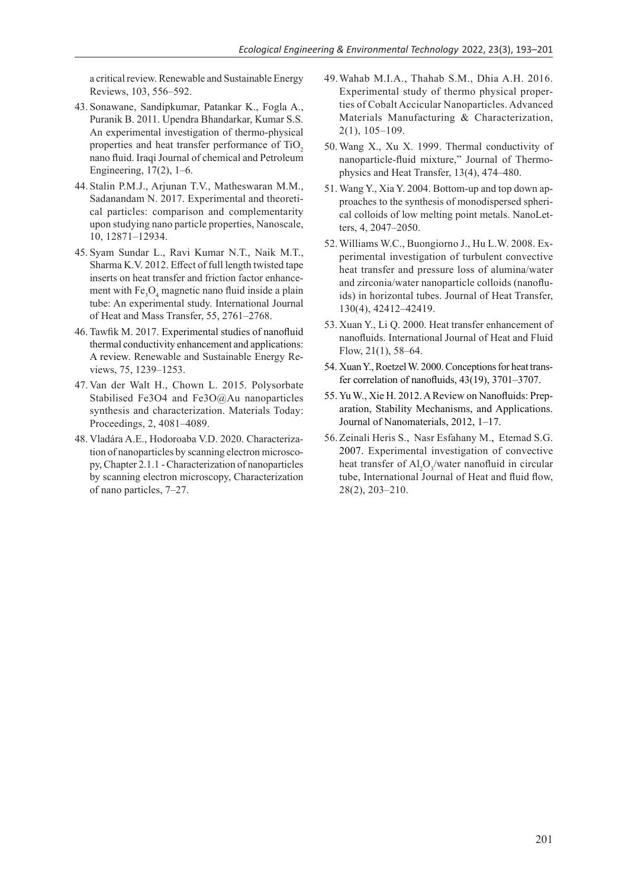a critical review. Renewable and Sustainable Energy Reviews, 103, 556–592.

43. Sonawane, Sandipkumar, Patankar K., Fogla A., Puranik B. 2011. Upendra Bhandarkar, Kumar S.S. An experimental investigation of thermo-physical properties and heat transfer performance of $TiO_2$ nano fluid. Iraqi Journal of chemical and Petroleum Engineering, 17(2), 1–6.

44. Stalin P.M.J., Arjunan T.V., Matheswaran M.M., Sadanandam N. 2017. Experimental and theoretical particles: comparison and complementarity upon studying nano particle properties, Nanoscale, 10, 12871–12934.

45. Syam Sundar L., Ravi Kumar N.T., Naik M.T., Sharma K.V. 2012. Effect of full length twisted tape inserts on heat transfer and friction factor enhancement with $Fe_3O_4$ magnetic nano fluid inside a plain tube: An experimental study. International Journal of Heat and Mass Transfer, 55, 2761–2768.

46. Tawfik M. 2017. Experimental studies of nanofluid thermal conductivity enhancement and applications: A review. Renewable and Sustainable Energy Reviews, 75, 1239–1253.

47. Van der Walt H., Chown L. 2015. Polysorbate Stabilised Fe3O4 and Fe3O@Au nanoparticles synthesis and characterization. Materials Today: Proceedings, 2, 4081–4089.

48. Vladára A.E., Hodoroaba V.D. 2020. Characterization of nanoparticles by scanning electron microscopy, Chapter 2.1.1 - Characterization of nanoparticles by scanning electron microscopy, Characterization of nano particles, 7–27.

49. Wahab M.I.A., Thahab S.M., Dhia A.H. 2016. Experimental study of thermo physical properties of Cobalt Accicular Nanoparticles. Advanced Materials Manufacturing & Characterization, 2(1), 105–109.

50. Wang X., Xu X. 1999. Thermal conductivity of nanoparticle-fluid mixture," Journal of Thermophysics and Heat Transfer, 13(4), 474–480.

51. Wang Y., Xia Y. 2004. Bottom-up and top down approaches to the synthesis of monodispersed spherical colloids of low melting point metals. NanoLetters, 4, 2047–2050.

52. Williams W.C., Buongiorno J., Hu L.W. 2008. Experimental investigation of turbulent convective heat transfer and pressure loss of alumina/water and zirconia/water nanoparticle colloids (nanofluids) in horizontal tubes. Journal of Heat Transfer, 130(4), 42412–42419.

53. Xuan Y., Li Q. 2000. Heat transfer enhancement of nanofluids. International Journal of Heat and Fluid Flow, 21(1), 58–64.

54. Xuan Y., Roetzel W. 2000. Conceptions for heat transfer correlation of nanofluids, 43(19), 3701–3707.

55. Yu W., Xie H. 2012. A Review on Nanofluids: Preparation, Stability Mechanisms, and Applications. Journal of Nanomaterials, 2012, 1–17.

56. Zeinali Heris S., Nasr Esfahany M., Etemad S.G. 2007. Experimental investigation of convective heat transfer of $Al_2O_3$/water nanofluid in circular tube, International Journal of Heat and fluid flow, 28(2), 203–210.